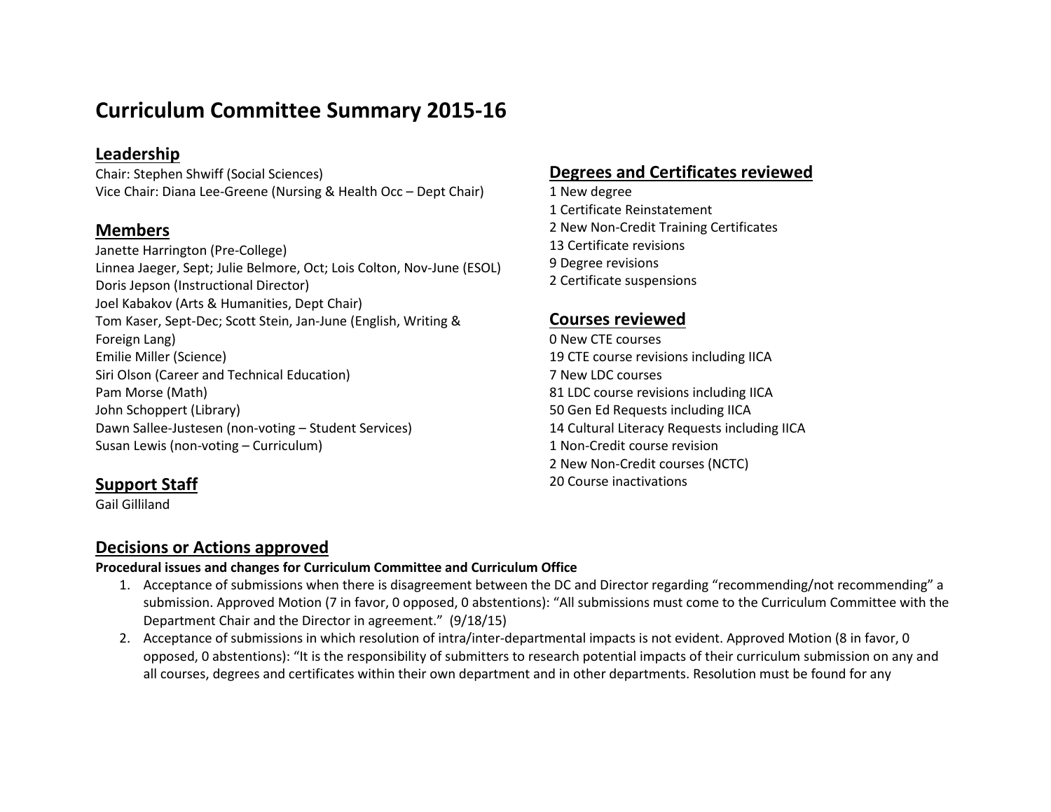# Curriculum Committee Summary 2015-16

## Leadership

Chair: Stephen Shwiff (Social Sciences)
Vice Chair: Diana Lee-Greene (Nursing & Health Occ – Dept Chair)

## Members

Janette Harrington (Pre-College)
Linnea Jaeger, Sept; Julie Belmore, Oct; Lois Colton, Nov-June (ESOL)
Doris Jepson (Instructional Director)
Joel Kabakov (Arts & Humanities, Dept Chair)
Tom Kaser, Sept-Dec; Scott Stein, Jan-June (English, Writing & Foreign Lang)
Emilie Miller (Science)
Siri Olson (Career and Technical Education)
Pam Morse (Math)
John Schoppert (Library)
Dawn Sallee-Justesen (non-voting – Student Services)
Susan Lewis (non-voting – Curriculum)

## Support Staff

Gail Gilliland

## Degrees and Certificates reviewed

1 New degree
1 Certificate Reinstatement
2 New Non-Credit Training Certificates
13 Certificate revisions
9 Degree revisions
2 Certificate suspensions

## Courses reviewed

0 New CTE courses
19 CTE course revisions including IICA
7 New LDC courses
81 LDC course revisions including IICA
50 Gen Ed Requests including IICA
14 Cultural Literacy Requests including IICA
1 Non-Credit course revision
2 New Non-Credit courses (NCTC)
20 Course inactivations

## Decisions or Actions approved

**Procedural issues and changes for Curriculum Committee and Curriculum Office**

1. Acceptance of submissions when there is disagreement between the DC and Director regarding "recommending/not recommending" a submission. Approved Motion (7 in favor, 0 opposed, 0 abstentions): "All submissions must come to the Curriculum Committee with the Department Chair and the Director in agreement." (9/18/15)
2. Acceptance of submissions in which resolution of intra/inter-departmental impacts is not evident. Approved Motion (8 in favor, 0 opposed, 0 abstentions): "It is the responsibility of submitters to research potential impacts of their curriculum submission on any and all courses, degrees and certificates within their own department and in other departments. Resolution must be found for any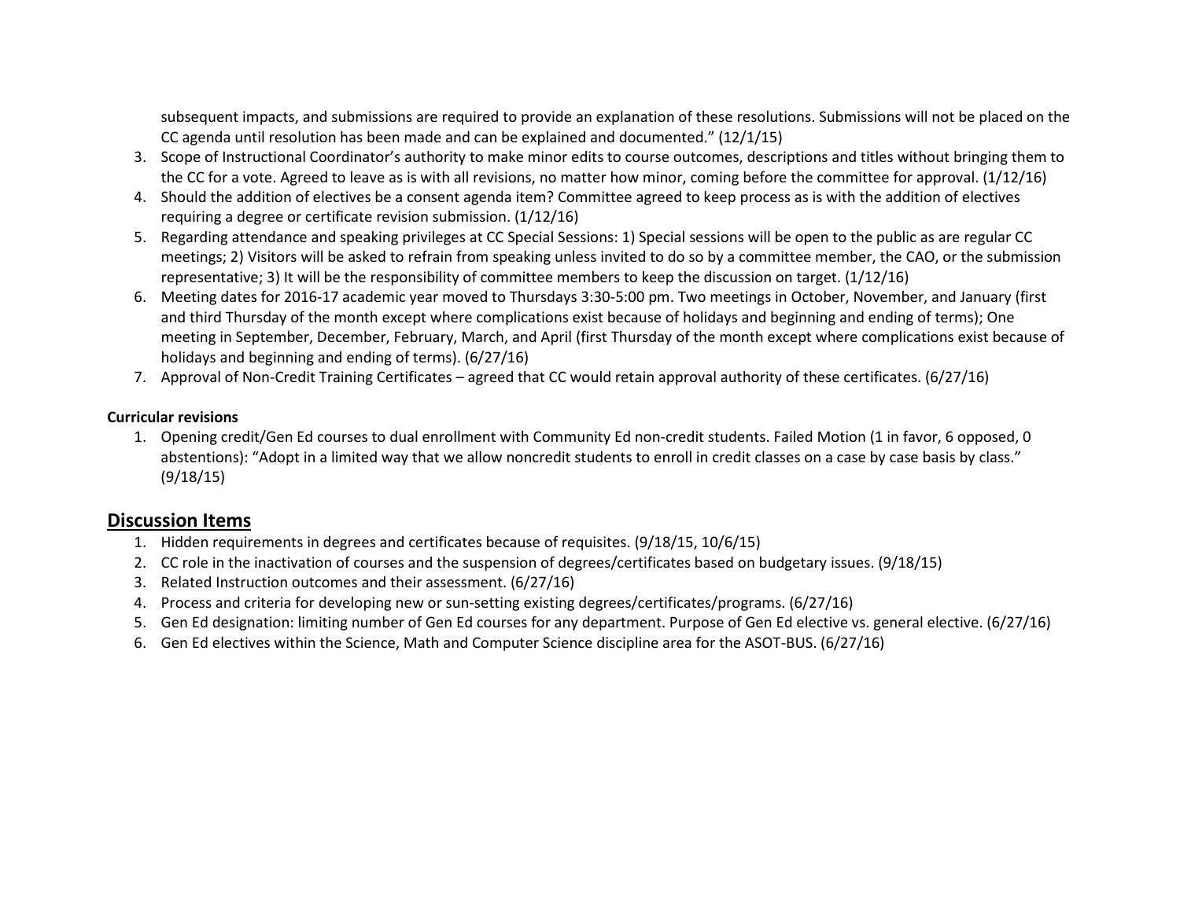subsequent impacts, and submissions are required to provide an explanation of these resolutions. Submissions will not be placed on the CC agenda until resolution has been made and can be explained and documented." (12/1/15)

3. Scope of Instructional Coordinator's authority to make minor edits to course outcomes, descriptions and titles without bringing them to the CC for a vote. Agreed to leave as is with all revisions, no matter how minor, coming before the committee for approval. (1/12/16)
4. Should the addition of electives be a consent agenda item? Committee agreed to keep process as is with the addition of electives requiring a degree or certificate revision submission. (1/12/16)
5. Regarding attendance and speaking privileges at CC Special Sessions: 1) Special sessions will be open to the public as are regular CC meetings; 2) Visitors will be asked to refrain from speaking unless invited to do so by a committee member, the CAO, or the submission representative; 3) It will be the responsibility of committee members to keep the discussion on target. (1/12/16)
6. Meeting dates for 2016-17 academic year moved to Thursdays 3:30-5:00 pm. Two meetings in October, November, and January (first and third Thursday of the month except where complications exist because of holidays and beginning and ending of terms); One meeting in September, December, February, March, and April (first Thursday of the month except where complications exist because of holidays and beginning and ending of terms). (6/27/16)
7. Approval of Non-Credit Training Certificates – agreed that CC would retain approval authority of these certificates. (6/27/16)

**Curricular revisions**

1. Opening credit/Gen Ed courses to dual enrollment with Community Ed non-credit students. Failed Motion (1 in favor, 6 opposed, 0 abstentions): "Adopt in a limited way that we allow noncredit students to enroll in credit classes on a case by case basis by class." (9/18/15)

## Discussion Items

1. Hidden requirements in degrees and certificates because of requisites. (9/18/15, 10/6/15)
2. CC role in the inactivation of courses and the suspension of degrees/certificates based on budgetary issues. (9/18/15)
3. Related Instruction outcomes and their assessment. (6/27/16)
4. Process and criteria for developing new or sun-setting existing degrees/certificates/programs. (6/27/16)
5. Gen Ed designation: limiting number of Gen Ed courses for any department. Purpose of Gen Ed elective vs. general elective. (6/27/16)
6. Gen Ed electives within the Science, Math and Computer Science discipline area for the ASOT-BUS. (6/27/16)